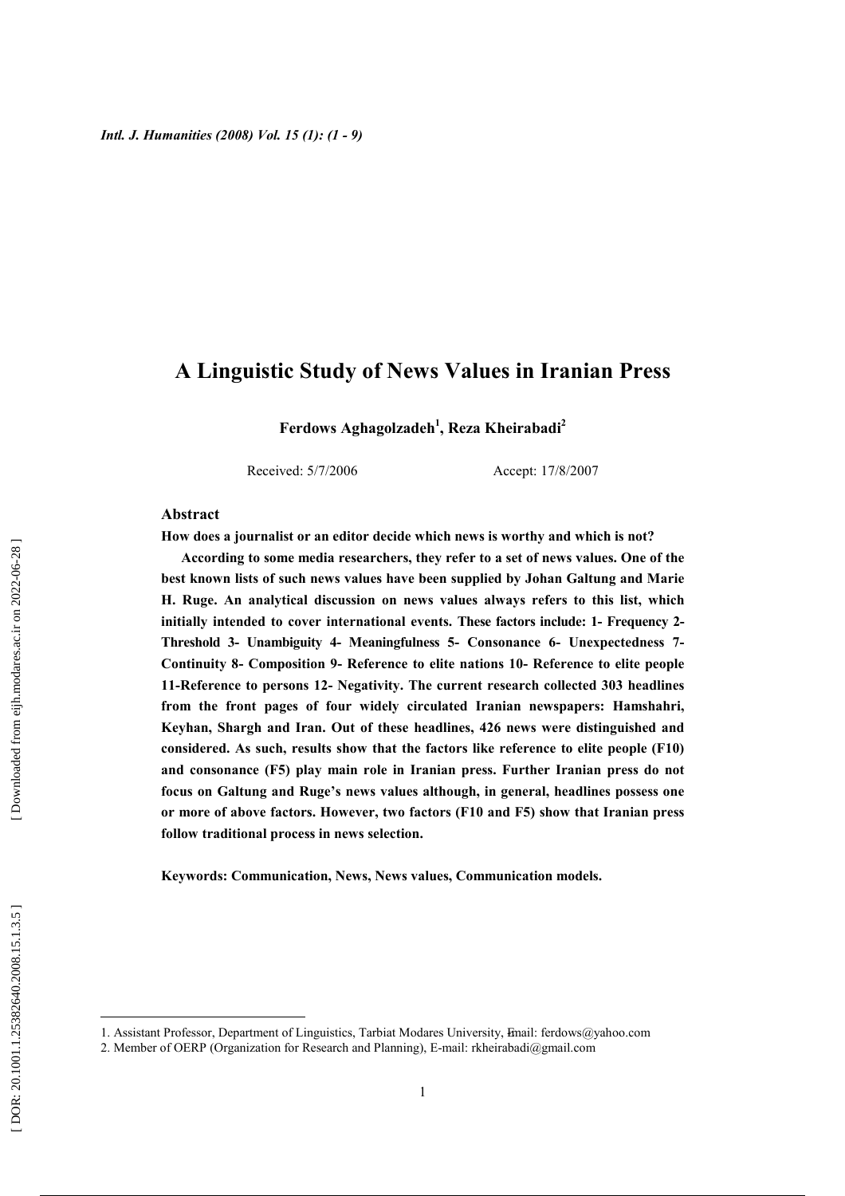# A Linguistic Study of News Values in Iranian Press

**Ferdows Aghagolzadeh[1], Reza Kheirabadi[2]**

Received: 5/7/2006 Accept: 17/8/2007

## Abstract

**How does a journalist or an editor decide which news is worthy and which is not?**

**According to some media researchers, they refer to a set of news values. One of the best known lists of such news values have been supplied by Johan Galtung and Marie H. Ruge. An analytical discussion on news values always refers to this list, which initially intended to cover international events. These factors include: 1- Frequency 2- Threshold 3- Unambiguity 4- Meaningfulness 5- Consonance 6- Unexpectedness 7- Continuity 8- Composition 9- Reference to elite nations 10- Reference to elite people 11-Reference to persons 12- Negativity. The current research collected 303 headlines from the front pages of four widely circulated Iranian newspapers: Hamshahri, Keyhan, Shargh and Iran. Out of these headlines, 426 news were distinguished and considered. As such, results show that the factors like reference to elite people (F10) and consonance (F5) play main role in Iranian press. Further Iranian press do not focus on Galtung and Ruge's news values although, in general, headlines possess one or more of above factors. However, two factors (F10 and F5) show that Iranian press follow traditional process in news selection.**

**Keywords: Communication, News, News values, Communication models.**

---

1. Assistant Professor, Department of Linguistics, Tarbiat Modares University, Email: ferdows@yahoo.com
2. Member of OERP (Organization for Research and Planning), E-mail: rkheirabadi@gmail.com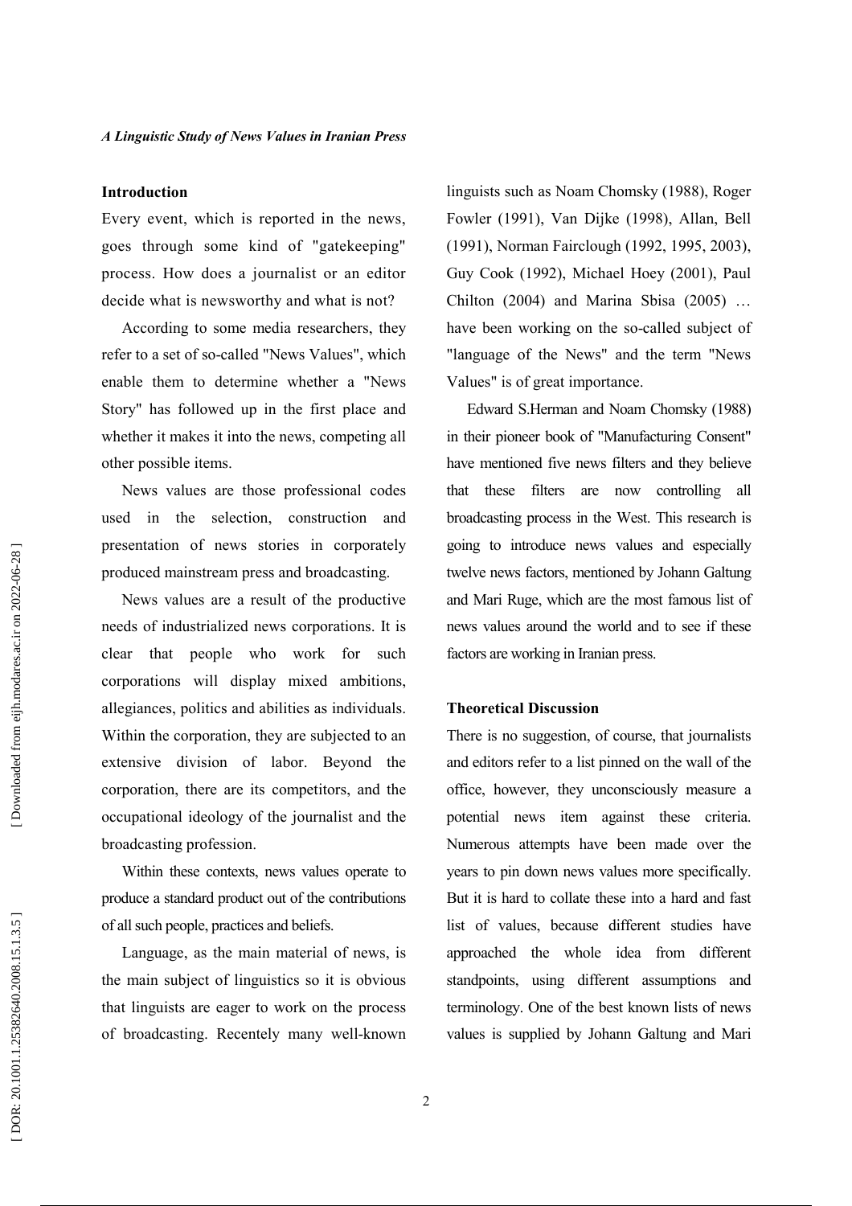## Introduction

Every event, which is reported in the news, goes through some kind of "gatekeeping" process. How does a journalist or an editor decide what is newsworthy and what is not?

According to some media researchers, they refer to a set of so-called "News Values", which enable them to determine whether a "News Story" has followed up in the first place and whether it makes it into the news, competing all other possible items.

News values are those professional codes used in the selection, construction and presentation of news stories in corporately produced mainstream press and broadcasting.

News values are a result of the productive needs of industrialized news corporations. It is clear that people who work for such corporations will display mixed ambitions, allegiances, politics and abilities as individuals. Within the corporation, they are subjected to an extensive division of labor. Beyond the corporation, there are its competitors, and the occupational ideology of the journalist and the broadcasting profession.

Within these contexts, news values operate to produce a standard product out of the contributions of all such people, practices and beliefs.

Language, as the main material of news, is the main subject of linguistics so it is obvious that linguists are eager to work on the process of broadcasting. Recentely many well-known linguists such as Noam Chomsky (1988), Roger Fowler (1991), Van Dijke (1998), Allan, Bell (1991), Norman Fairclough (1992, 1995, 2003), Guy Cook (1992), Michael Hoey (2001), Paul Chilton (2004) and Marina Sbisa (2005) … have been working on the so-called subject of "language of the News" and the term "News Values" is of great importance.

Edward S.Herman and Noam Chomsky (1988) in their pioneer book of "Manufacturing Consent" have mentioned five news filters and they believe that these filters are now controlling all broadcasting process in the West. This research is going to introduce news values and especially twelve news factors, mentioned by Johann Galtung and Mari Ruge, which are the most famous list of news values around the world and to see if these factors are working in Iranian press.

## Theoretical Discussion

There is no suggestion, of course, that journalists and editors refer to a list pinned on the wall of the office, however, they unconsciously measure a potential news item against these criteria. Numerous attempts have been made over the years to pin down news values more specifically. But it is hard to collate these into a hard and fast list of values, because different studies have approached the whole idea from different standpoints, using different assumptions and terminology. One of the best known lists of news values is supplied by Johann Galtung and Mari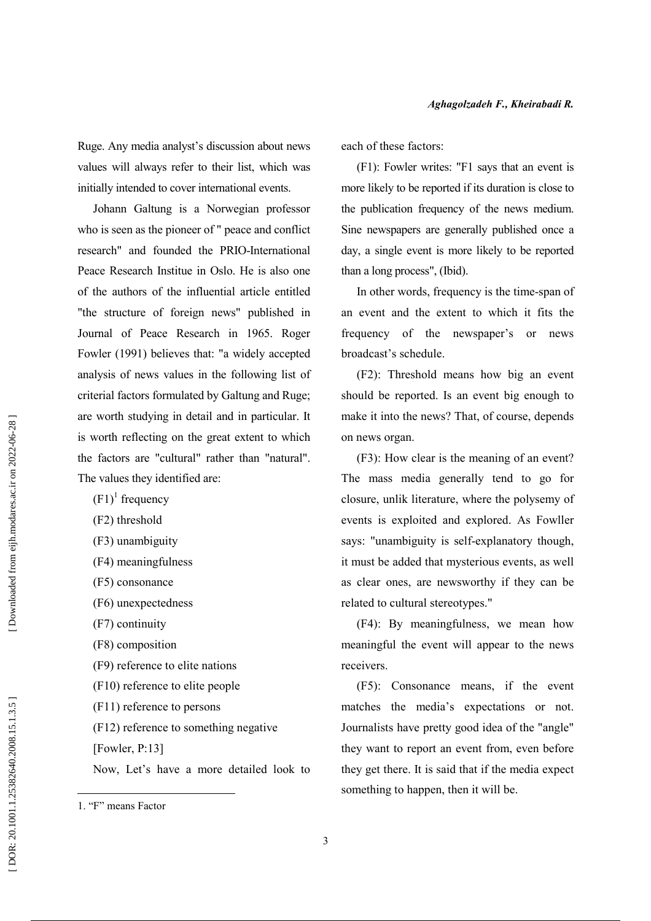Ruge. Any media analyst's discussion about news values will always refer to their list, which was initially intended to cover international events.

Johann Galtung is a Norwegian professor who is seen as the pioneer of " peace and conflict research" and founded the PRIO-International Peace Research Institue in Oslo. He is also one of the authors of the influential article entitled "the structure of foreign news" published in Journal of Peace Research in 1965. Roger Fowler (1991) believes that: "a widely accepted analysis of news values in the following list of criterial factors formulated by Galtung and Ruge; are worth studying in detail and in particular. It is worth reflecting on the great extent to which the factors are "cultural" rather than "natural". The values they identified are:

(F1)[1] frequency

(F2) threshold

(F3) unambiguity

(F4) meaningfulness

(F5) consonance

(F6) unexpectedness

(F7) continuity

(F8) composition

(F9) reference to elite nations

(F10) reference to elite people

(F11) reference to persons

(F12) reference to something negative

[Fowler, P:13]

Now, Let's have a more detailed look to each of these factors:

(F1): Fowler writes: "F1 says that an event is more likely to be reported if its duration is close to the publication frequency of the news medium. Sine newspapers are generally published once a day, a single event is more likely to be reported than a long process", (Ibid).

In other words, frequency is the time-span of an event and the extent to which it fits the frequency of the newspaper's or news broadcast's schedule.

(F2): Threshold means how big an event should be reported. Is an event big enough to make it into the news? That, of course, depends on news organ.

(F3): How clear is the meaning of an event? The mass media generally tend to go for closure, unlik literature, where the polysemy of events is exploited and explored. As Fowller says: "unambiguity is self-explanatory though, it must be added that mysterious events, as well as clear ones, are newsworthy if they can be related to cultural stereotypes."

(F4): By meaningfulness, we mean how meaningful the event will appear to the news receivers.

(F5): Consonance means, if the event matches the media's expectations or not. Journalists have pretty good idea of the "angle" they want to report an event from, even before they get there. It is said that if the media expect something to happen, then it will be.

1. "F" means Factor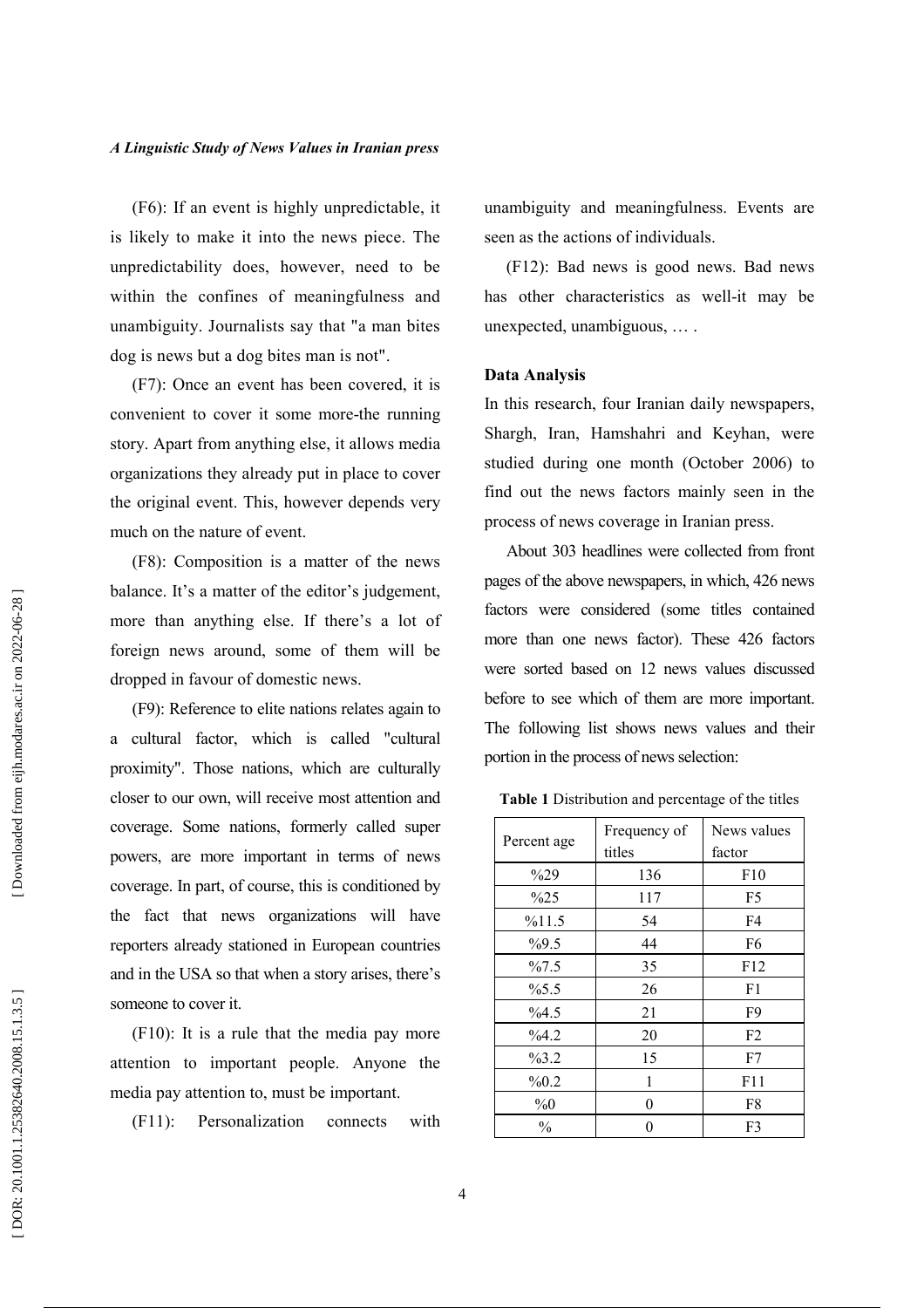(F6): If an event is highly unpredictable, it is likely to make it into the news piece. The unpredictability does, however, need to be within the confines of meaningfulness and unambiguity. Journalists say that "a man bites dog is news but a dog bites man is not".

(F7): Once an event has been covered, it is convenient to cover it some more-the running story. Apart from anything else, it allows media organizations they already put in place to cover the original event. This, however depends very much on the nature of event.

(F8): Composition is a matter of the news balance. It's a matter of the editor's judgement, more than anything else. If there's a lot of foreign news around, some of them will be dropped in favour of domestic news.

(F9): Reference to elite nations relates again to a cultural factor, which is called "cultural proximity". Those nations, which are culturally closer to our own, will receive most attention and coverage. Some nations, formerly called super powers, are more important in terms of news coverage. In part, of course, this is conditioned by the fact that news organizations will have reporters already stationed in European countries and in the USA so that when a story arises, there's someone to cover it.

(F10): It is a rule that the media pay more attention to important people. Anyone the media pay attention to, must be important.

(F11): Personalization connects with unambiguity and meaningfulness. Events are seen as the actions of individuals.

(F12): Bad news is good news. Bad news has other characteristics as well-it may be unexpected, unambiguous, … .

**Data Analysis**

In this research, four Iranian daily newspapers, Shargh, Iran, Hamshahri and Keyhan, were studied during one month (October 2006) to find out the news factors mainly seen in the process of news coverage in Iranian press.

About 303 headlines were collected from front pages of the above newspapers, in which, 426 news factors were considered (some titles contained more than one news factor). These 426 factors were sorted based on 12 news values discussed before to see which of them are more important. The following list shows news values and their portion in the process of news selection:

**Table 1** Distribution and percentage of the titles

| Percent age | Frequency of titles | News values factor |
|---|---|---|
| %29 | 136 | F10 |
| %25 | 117 | F5 |
| %11.5 | 54 | F4 |
| %9.5 | 44 | F6 |
| %7.5 | 35 | F12 |
| %5.5 | 26 | F1 |
| %4.5 | 21 | F9 |
| %4.2 | 20 | F2 |
| %3.2 | 15 | F7 |
| %0.2 | 1 | F11 |
| %0 | 0 | F8 |
| % | 0 | F3 |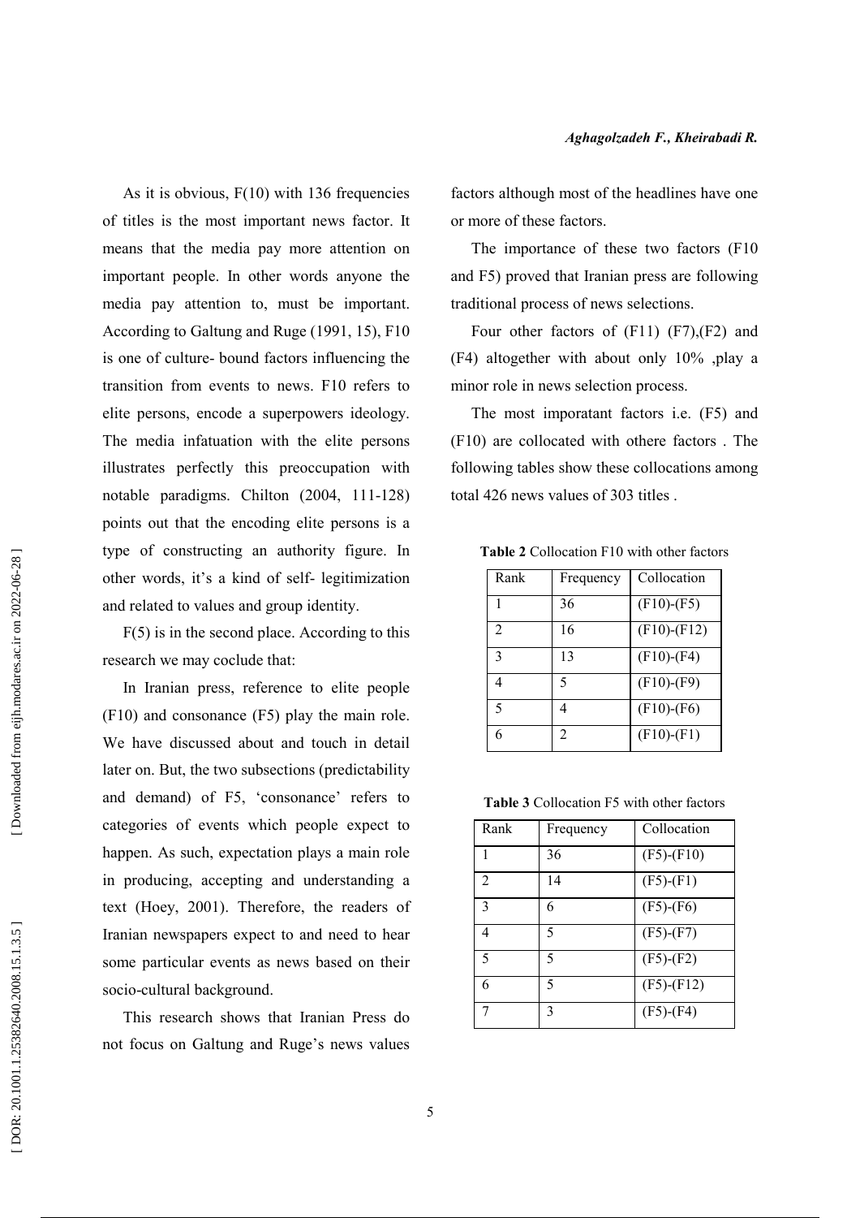As it is obvious, F(10) with 136 frequencies of titles is the most important news factor. It means that the media pay more attention on important people. In other words anyone the media pay attention to, must be important. According to Galtung and Ruge (1991, 15), F10 is one of culture- bound factors influencing the transition from events to news. F10 refers to elite persons, encode a superpowers ideology. The media infatuation with the elite persons illustrates perfectly this preoccupation with notable paradigms. Chilton (2004, 111-128) points out that the encoding elite persons is a type of constructing an authority figure. In other words, it's a kind of self- legitimization and related to values and group identity.

F(5) is in the second place. According to this research we may coclude that:

In Iranian press, reference to elite people (F10) and consonance (F5) play the main role. We have discussed about and touch in detail later on. But, the two subsections (predictability and demand) of F5, 'consonance' refers to categories of events which people expect to happen. As such, expectation plays a main role in producing, accepting and understanding a text (Hoey, 2001). Therefore, the readers of Iranian newspapers expect to and need to hear some particular events as news based on their socio-cultural background.

This research shows that Iranian Press do not focus on Galtung and Ruge's news values factors although most of the headlines have one or more of these factors.

The importance of these two factors (F10 and F5) proved that Iranian press are following traditional process of news selections.

Four other factors of (F11) (F7),(F2) and (F4) altogether with about only 10% ,play a minor role in news selection process.

The most imporatant factors i.e. (F5) and (F10) are collocated with othere factors . The following tables show these collocations among total 426 news values of 303 titles .

**Table 2** Collocation F10 with other factors

| Rank | Frequency | Collocation |
|---|---|---|
| 1 | 36 | (F10)-(F5) |
| 2 | 16 | (F10)-(F12) |
| 3 | 13 | (F10)-(F4) |
| 4 | 5 | (F10)-(F9) |
| 5 | 4 | (F10)-(F6) |
| 6 | 2 | (F10)-(F1) |

**Table 3** Collocation F5 with other factors

| Rank | Frequency | Collocation |
|---|---|---|
| 1 | 36 | (F5)-(F10) |
| 2 | 14 | (F5)-(F1) |
| 3 | 6 | (F5)-(F6) |
| 4 | 5 | (F5)-(F7) |
| 5 | 5 | (F5)-(F2) |
| 6 | 5 | (F5)-(F12) |
| 7 | 3 | (F5)-(F4) |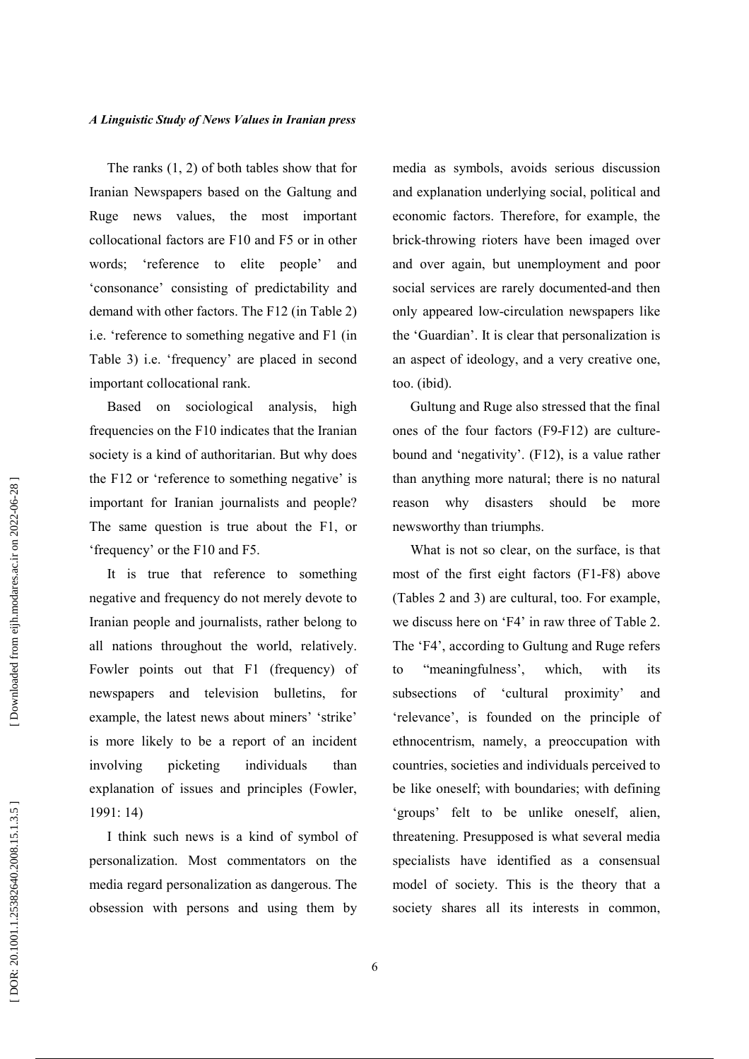The ranks (1, 2) of both tables show that for Iranian Newspapers based on the Galtung and Ruge news values, the most important collocational factors are F10 and F5 or in other words; 'reference to elite people' and 'consonance' consisting of predictability and demand with other factors. The F12 (in Table 2) i.e. 'reference to something negative and F1 (in Table 3) i.e. 'frequency' are placed in second important collocational rank.

Based on sociological analysis, high frequencies on the F10 indicates that the Iranian society is a kind of authoritarian. But why does the F12 or 'reference to something negative' is important for Iranian journalists and people? The same question is true about the F1, or 'frequency' or the F10 and F5.

It is true that reference to something negative and frequency do not merely devote to Iranian people and journalists, rather belong to all nations throughout the world, relatively. Fowler points out that F1 (frequency) of newspapers and television bulletins, for example, the latest news about miners' 'strike' is more likely to be a report of an incident involving picketing individuals than explanation of issues and principles (Fowler, 1991: 14)

I think such news is a kind of symbol of personalization. Most commentators on the media regard personalization as dangerous. The obsession with persons and using them by media as symbols, avoids serious discussion and explanation underlying social, political and economic factors. Therefore, for example, the brick-throwing rioters have been imaged over and over again, but unemployment and poor social services are rarely documented-and then only appeared low-circulation newspapers like the 'Guardian'. It is clear that personalization is an aspect of ideology, and a very creative one, too. (ibid).

Gultung and Ruge also stressed that the final ones of the four factors (F9-F12) are culture-bound and 'negativity'. (F12), is a value rather than anything more natural; there is no natural reason why disasters should be more newsworthy than triumphs.

What is not so clear, on the surface, is that most of the first eight factors (F1-F8) above (Tables 2 and 3) are cultural, too. For example, we discuss here on 'F4' in raw three of Table 2. The 'F4', according to Gultung and Ruge refers to "meaningfulness', which, with its subsections of 'cultural proximity' and 'relevance', is founded on the principle of ethnocentrism, namely, a preoccupation with countries, societies and individuals perceived to be like oneself; with boundaries; with defining 'groups' felt to be unlike oneself, alien, threatening. Presupposed is what several media specialists have identified as a consensual model of society. This is the theory that a society shares all its interests in common,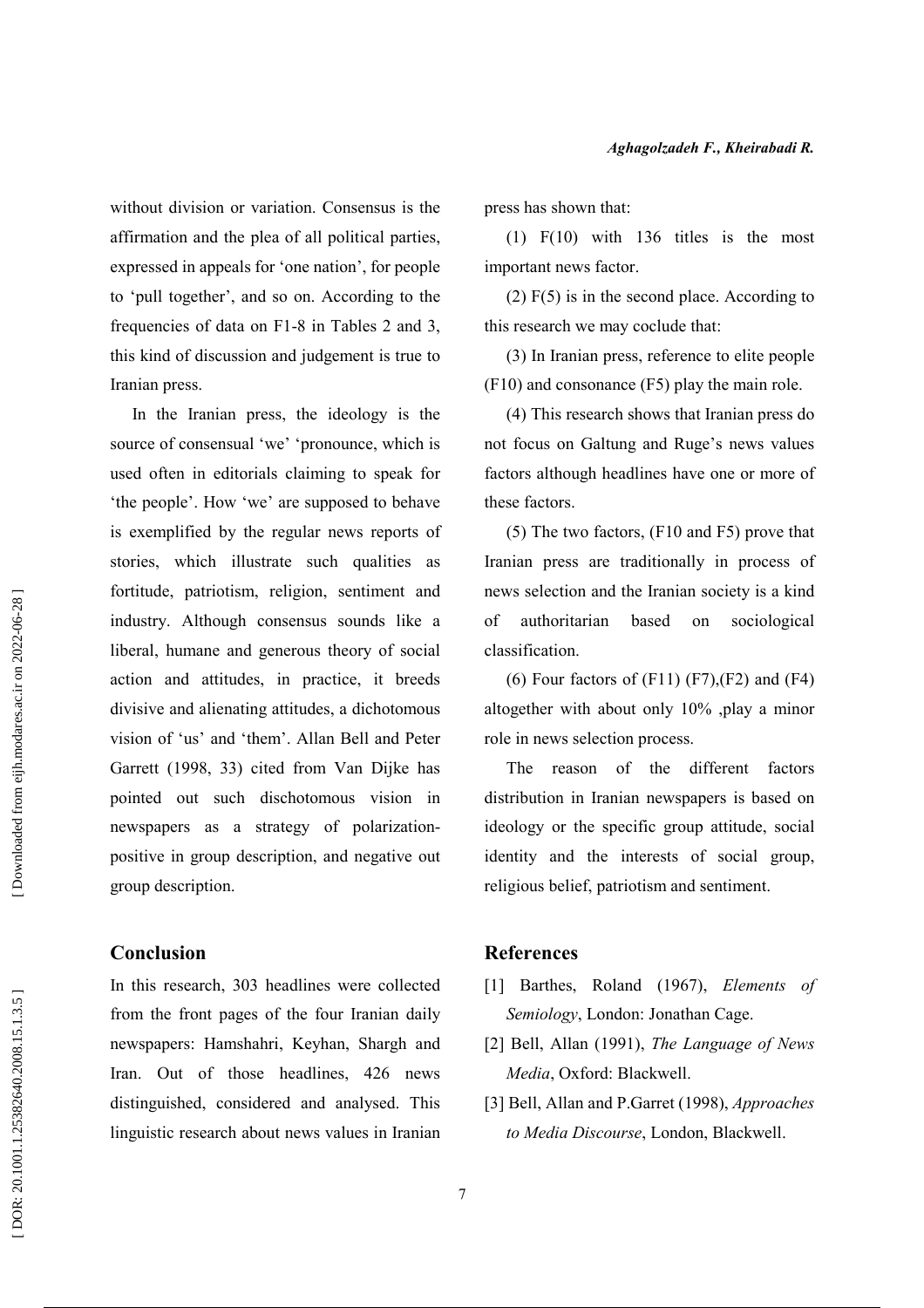without division or variation. Consensus is the affirmation and the plea of all political parties, expressed in appeals for 'one nation', for people to 'pull together', and so on. According to the frequencies of data on F1-8 in Tables 2 and 3, this kind of discussion and judgement is true to Iranian press.

In the Iranian press, the ideology is the source of consensual 'we' 'pronounce, which is used often in editorials claiming to speak for 'the people'. How 'we' are supposed to behave is exemplified by the regular news reports of stories, which illustrate such qualities as fortitude, patriotism, religion, sentiment and industry. Although consensus sounds like a liberal, humane and generous theory of social action and attitudes, in practice, it breeds divisive and alienating attitudes, a dichotomous vision of 'us' and 'them'. Allan Bell and Peter Garrett (1998, 33) cited from Van Dijke has pointed out such dischotomous vision in newspapers as a strategy of polarization-positive in group description, and negative out group description.

## Conclusion

In this research, 303 headlines were collected from the front pages of the four Iranian daily newspapers: Hamshahri, Keyhan, Shargh and Iran. Out of those headlines, 426 news distinguished, considered and analysed. This linguistic research about news values in Iranian press has shown that:

(1) F(10) with 136 titles is the most important news factor.

(2) F(5) is in the second place. According to this research we may coclude that:

(3) In Iranian press, reference to elite people (F10) and consonance (F5) play the main role.

(4) This research shows that Iranian press do not focus on Galtung and Ruge's news values factors although headlines have one or more of these factors.

(5) The two factors, (F10 and F5) prove that Iranian press are traditionally in process of news selection and the Iranian society is a kind of authoritarian based on sociological classification.

(6) Four factors of (F11) (F7),(F2) and (F4) altogether with about only 10% ,play a minor role in news selection process.

The reason of the different factors distribution in Iranian newspapers is based on ideology or the specific group attitude, social identity and the interests of social group, religious belief, patriotism and sentiment.

## References

[1] Barthes, Roland (1967), *Elements of Semiology*, London: Jonathan Cage.

[2] Bell, Allan (1991), *The Language of News Media*, Oxford: Blackwell.

[3] Bell, Allan and P.Garret (1998), *Approaches to Media Discourse*, London, Blackwell.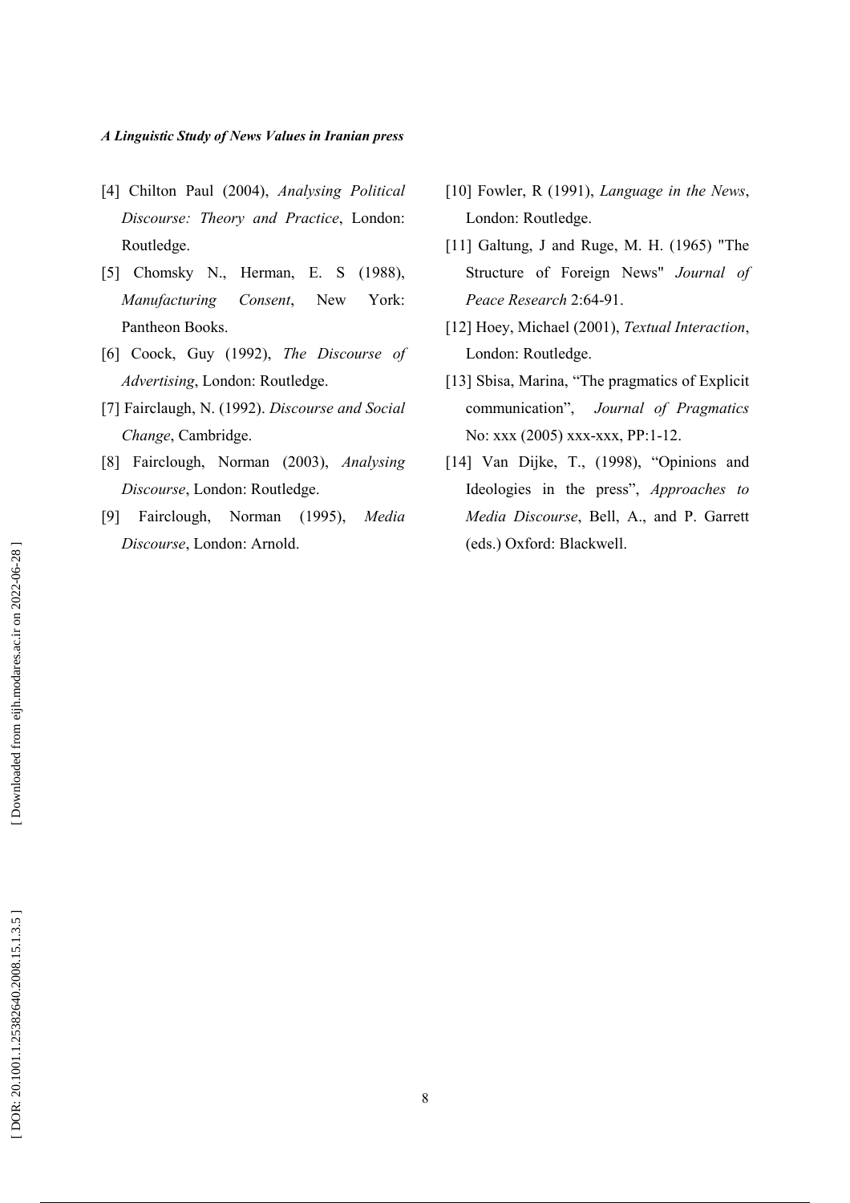[4] Chilton Paul (2004), *Analysing Political Discourse: Theory and Practice*, London: Routledge.

[5] Chomsky N., Herman, E. S (1988), *Manufacturing Consent*, New York: Pantheon Books.

[6] Coock, Guy (1992), *The Discourse of Advertising*, London: Routledge.

[7] Fairclaugh, N. (1992). *Discourse and Social Change*, Cambridge.

[8] Fairclough, Norman (2003), *Analysing Discourse*, London: Routledge.

[9] Fairclough, Norman (1995), *Media Discourse*, London: Arnold.

[10] Fowler, R (1991), *Language in the News*, London: Routledge.

[11] Galtung, J and Ruge, M. H. (1965) "The Structure of Foreign News" *Journal of Peace Research* 2:64-91.

[12] Hoey, Michael (2001), *Textual Interaction*, London: Routledge.

[13] Sbisa, Marina, "The pragmatics of Explicit communication", *Journal of Pragmatics* No: xxx (2005) xxx-xxx, PP:1-12.

[14] Van Dijke, T., (1998), "Opinions and Ideologies in the press", *Approaches to Media Discourse*, Bell, A., and P. Garrett (eds.) Oxford: Blackwell.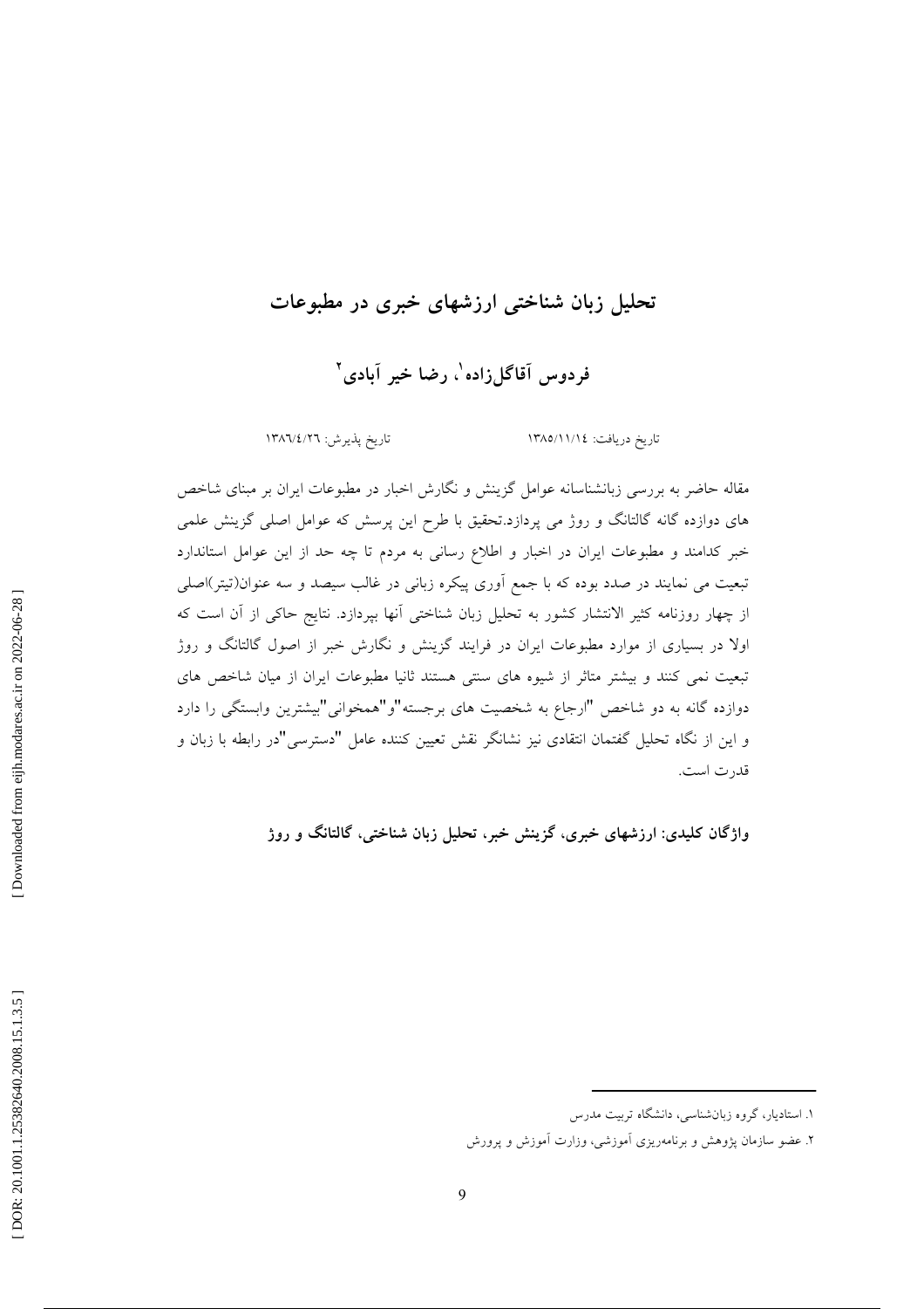# تحلیل زبان شناختی ارزشهای خبری در مطبوعات

## فردوس آقاگل‌زاده[1]، رضا خیر آبادی[2]

تاریخ دریافت: ۱۳۸۵/۱۱/۱۴ تاریخ پذیرش: ۱۳۸۶/۴/۲۶

مقاله حاضر به بررسی زبانشناسانه عوامل گزینش و نگارش اخبار در مطبوعات ایران بر مبنای شاخص های دوازده گانه گالتانگ و روژ می پردازد.تحقیق با طرح این پرسش که عوامل اصلی گزینش علمی خبر کدامند و مطبوعات ایران در اخبار و اطلاع رسانی به مردم تا چه حد از این عوامل استاندارد تبعیت می نمایند در صدد بوده که با جمع آوری پیکره زبانی در غالب سیصد و سه عنوان(تیتر)اصلی از چهار روزنامه کثیر الانتشار کشور به تحلیل زبان شناختی آنها بپردازد. نتایج حاکی از آن است که اولا در بسیاری از موارد مطبوعات ایران در فرایند گزینش و نگارش خبر از اصول گالتانگ و روژ تبعیت نمی کنند و بیشتر متاثر از شیوه های سنتی هستند ثانیا مطبوعات ایران از میان شاخص های دوازده گانه به دو شاخص "ارجاع به شخصیت های برجسته"و"همخوانی"بیشترین وابستگی را دارد و این از نگاه تحلیل گفتمان انتقادی نیز نشانگر نقش تعیین کننده عامل "دسترسی"در رابطه با زبان و قدرت است.

**واژگان کلیدی: ارزشهای خبری، گزینش خبر، تحلیل زبان شناختی، گالتانگ و روژ**

---

۱. استادیار، گروه زبان‌شناسی، دانشگاه تربیت مدرس

۲. عضو سازمان پژوهش و برنامه‌ریزی آموزشی، وزارت آموزش و پرورش